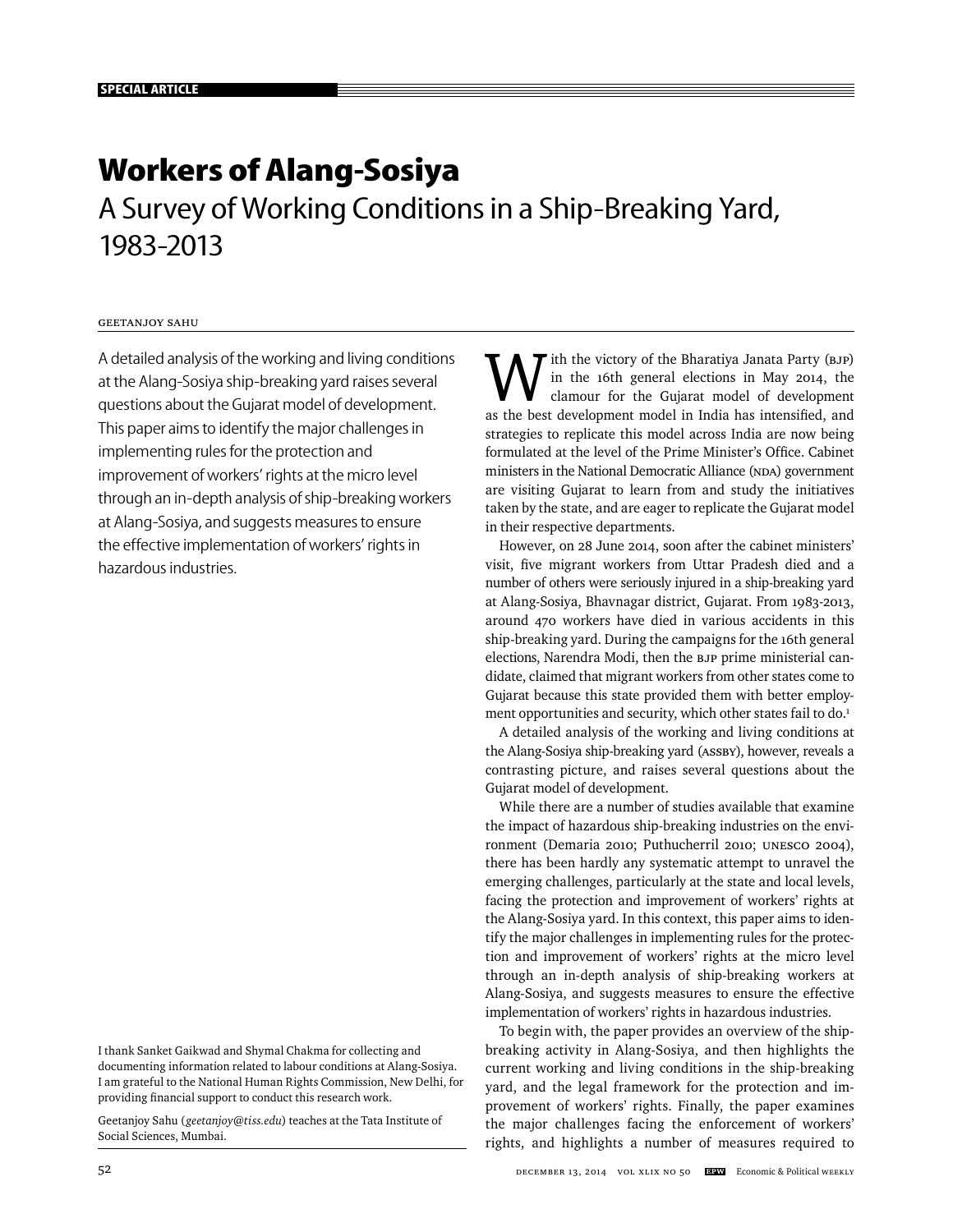# Workers of Alang-Sosiya

## A Survey of Working Conditions in a Ship-Breaking Yard, 1983-2013

Geetanjoy Sahu

A detailed analysis of the working and living conditions at the Alang-Sosiya ship-breaking yard raises several questions about the Gujarat model of development. This paper aims to identify the major challenges in implementing rules for the protection and improvement of workers' rights at the micro level through an in-depth analysis of ship-breaking workers at Alang-Sosiya, and suggests measures to ensure the effective implementation of workers' rights in hazardous industries.

With the victory of the Bharatiya Janata Party (BJP) in the 16th general elections in May 2014, the clamour for the Gujarat model of development as the best development model in India has intensified, and strategies to replicate this model across India are now being formulated at the level of the Prime Minister's Office. Cabinet ministers in the National Democratic Alliance (NDA) government are visiting Gujarat to learn from and study the initiatives taken by the state, and are eager to replicate the Gujarat model in their respective departments.

However, on 28 June 2014, soon after the cabinet ministers' visit, five migrant workers from Uttar Pradesh died and a number of others were seriously injured in a ship-breaking yard at Alang-Sosiya, Bhavnagar district, Gujarat. From 1983-2013, around 470 workers have died in various accidents in this ship-breaking yard. During the campaigns for the 16th general elections, Narendra Modi, then the BJP prime ministerial candidate, claimed that migrant workers from other states come to Gujarat because this state provided them with better employment opportunities and security, which other states fail to do.[1]

A detailed analysis of the working and living conditions at the Alang-Sosiya ship-breaking yard (ASSBY), however, reveals a contrasting picture, and raises several questions about the Gujarat model of development.

While there are a number of studies available that examine the impact of hazardous ship-breaking industries on the environment (Demaria 2010; Puthucherril 2010; UNESCO 2004), there has been hardly any systematic attempt to unravel the emerging challenges, particularly at the state and local levels, facing the protection and improvement of workers' rights at the Alang-Sosiya yard. In this context, this paper aims to identify the major challenges in implementing rules for the protection and improvement of workers' rights at the micro level through an in-depth analysis of ship-breaking workers at Alang-Sosiya, and suggests measures to ensure the effective implementation of workers' rights in hazardous industries.

To begin with, the paper provides an overview of the ship-breaking activity in Alang-Sosiya, and then highlights the current working and living conditions in the ship-breaking yard, and the legal framework for the protection and improvement of workers' rights. Finally, the paper examines the major challenges facing the enforcement of workers' rights, and highlights a number of measures required to

I thank Sanket Gaikwad and Shymal Chakma for collecting and documenting information related to labour conditions at Alang-Sosiya. I am grateful to the National Human Rights Commission, New Delhi, for providing financial support to conduct this research work.

Geetanjoy Sahu (*geetanjoy@tiss.edu*) teaches at the Tata Institute of Social Sciences, Mumbai.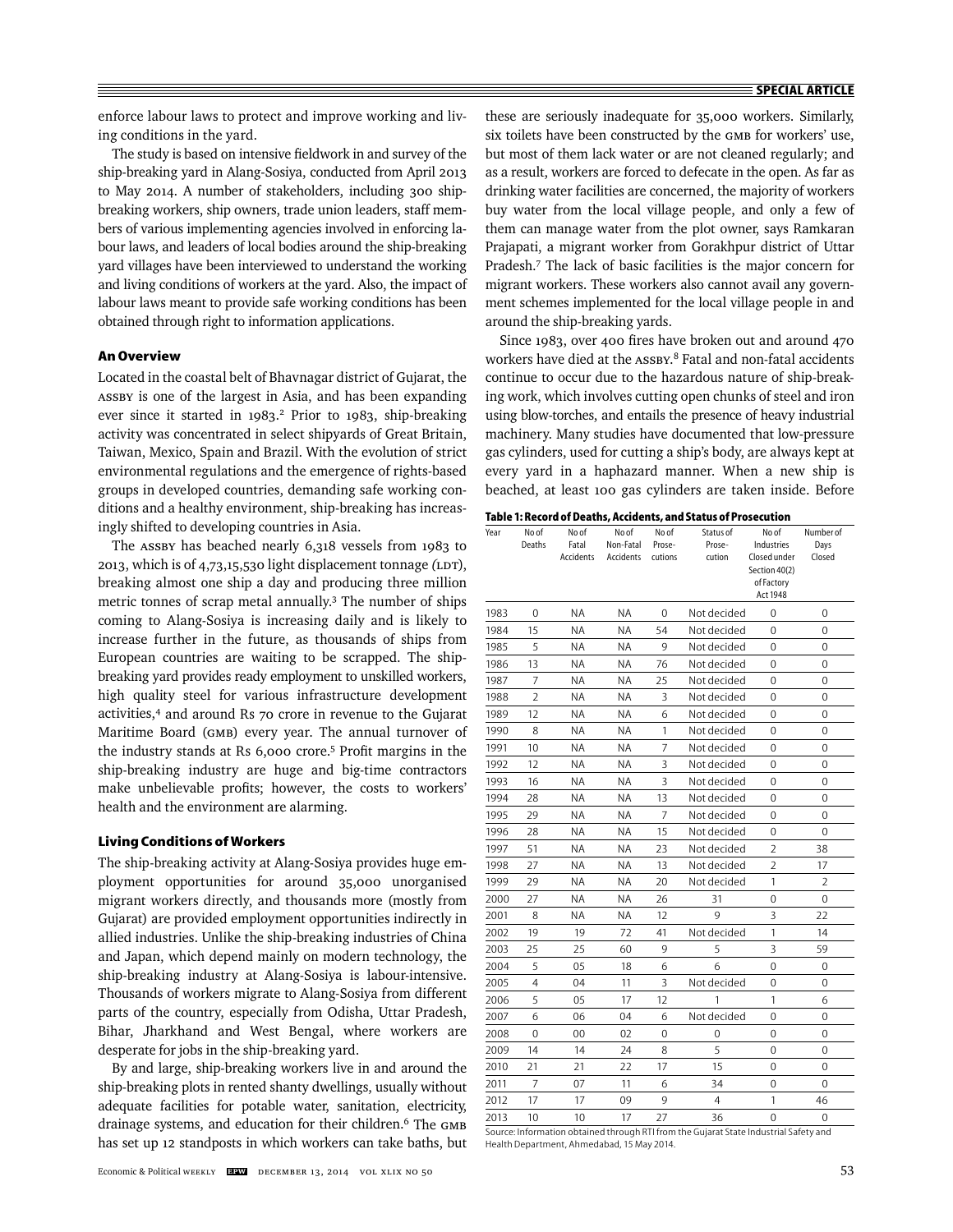enforce labour laws to protect and improve working and living conditions in the yard.

The study is based on intensive fieldwork in and survey of the ship-breaking yard in Alang-Sosiya, conducted from April 2013 to May 2014. A number of stakeholders, including 300 ship-breaking workers, ship owners, trade union leaders, staff members of various implementing agencies involved in enforcing labour laws, and leaders of local bodies around the ship-breaking yard villages have been interviewed to understand the working and living conditions of workers at the yard. Also, the impact of labour laws meant to provide safe working conditions has been obtained through right to information applications.

## An Overview

Located in the coastal belt of Bhavnagar district of Gujarat, the ASSBY is one of the largest in Asia, and has been expanding ever since it started in 1983.[2] Prior to 1983, ship-breaking activity was concentrated in select shipyards of Great Britain, Taiwan, Mexico, Spain and Brazil. With the evolution of strict environmental regulations and the emergence of rights-based groups in developed countries, demanding safe working conditions and a healthy environment, ship-breaking has increasingly shifted to developing countries in Asia.

The ASSBY has beached nearly 6,318 vessels from 1983 to 2013, which is of 4,73,15,530 light displacement tonnage *(LDT)*, breaking almost one ship a day and producing three million metric tonnes of scrap metal annually.[3] The number of ships coming to Alang-Sosiya is increasing daily and is likely to increase further in the future, as thousands of ships from European countries are waiting to be scrapped. The ship-breaking yard provides ready employment to unskilled workers, high quality steel for various infrastructure development activities,[4] and around Rs 70 crore in revenue to the Gujarat Maritime Board (GMB) every year. The annual turnover of the industry stands at Rs 6,000 crore.[5] Profit margins in the ship-breaking industry are huge and big-time contractors make unbelievable profits; however, the costs to workers' health and the environment are alarming.

## Living Conditions of Workers

The ship-breaking activity at Alang-Sosiya provides huge employment opportunities for around 35,000 unorganised migrant workers directly, and thousands more (mostly from Gujarat) are provided employment opportunities indirectly in allied industries. Unlike the ship-breaking industries of China and Japan, which depend mainly on modern technology, the ship-breaking industry at Alang-Sosiya is labour-intensive. Thousands of workers migrate to Alang-Sosiya from different parts of the country, especially from Odisha, Uttar Pradesh, Bihar, Jharkhand and West Bengal, where workers are desperate for jobs in the ship-breaking yard.

By and large, ship-breaking workers live in and around the ship-breaking plots in rented shanty dwellings, usually without adequate facilities for potable water, sanitation, electricity, drainage systems, and education for their children.[6] The GMB has set up 12 standposts in which workers can take baths, but these are seriously inadequate for 35,000 workers. Similarly, six toilets have been constructed by the GMB for workers' use, but most of them lack water or are not cleaned regularly; and as a result, workers are forced to defecate in the open. As far as drinking water facilities are concerned, the majority of workers buy water from the local village people, and only a few of them can manage water from the plot owner, says Ramkaran Prajapati, a migrant worker from Gorakhpur district of Uttar Pradesh.[7] The lack of basic facilities is the major concern for migrant workers. These workers also cannot avail any government schemes implemented for the local village people in and around the ship-breaking yards.

Since 1983, over 400 fires have broken out and around 470 workers have died at the ASSBY.[8] Fatal and non-fatal accidents continue to occur due to the hazardous nature of ship-breaking work, which involves cutting open chunks of steel and iron using blow-torches, and entails the presence of heavy industrial machinery. Many studies have documented that low-pressure gas cylinders, used for cutting a ship's body, are always kept at every yard in a haphazard manner. When a new ship is beached, at least 100 gas cylinders are taken inside. Before

**Table 1: Record of Deaths, Accidents, and Status of Prosecution**

| Year | No of Deaths | No of Fatal Accidents | No of Non-Fatal Accidents | No of Prosecutions | Status of Prosecution | No of Industries Closed under Section 40(2) of Factory Act 1948 | Number of Days Closed |
|---|---|---|---|---|---|---|---|
| 1983 | 0 | NA | NA | 0 | Not decided | 0 | 0 |
| 1984 | 15 | NA | NA | 54 | Not decided | 0 | 0 |
| 1985 | 5 | NA | NA | 9 | Not decided | 0 | 0 |
| 1986 | 13 | NA | NA | 76 | Not decided | 0 | 0 |
| 1987 | 7 | NA | NA | 25 | Not decided | 0 | 0 |
| 1988 | 2 | NA | NA | 3 | Not decided | 0 | 0 |
| 1989 | 12 | NA | NA | 6 | Not decided | 0 | 0 |
| 1990 | 8 | NA | NA | 1 | Not decided | 0 | 0 |
| 1991 | 10 | NA | NA | 7 | Not decided | 0 | 0 |
| 1992 | 12 | NA | NA | 3 | Not decided | 0 | 0 |
| 1993 | 16 | NA | NA | 3 | Not decided | 0 | 0 |
| 1994 | 28 | NA | NA | 13 | Not decided | 0 | 0 |
| 1995 | 29 | NA | NA | 7 | Not decided | 0 | 0 |
| 1996 | 28 | NA | NA | 15 | Not decided | 0 | 0 |
| 1997 | 51 | NA | NA | 23 | Not decided | 2 | 38 |
| 1998 | 27 | NA | NA | 13 | Not decided | 2 | 17 |
| 1999 | 29 | NA | NA | 20 | Not decided | 1 | 2 |
| 2000 | 27 | NA | NA | 26 | 31 | 0 | 0 |
| 2001 | 8 | NA | NA | 12 | 9 | 3 | 22 |
| 2002 | 19 | 19 | 72 | 41 | Not decided | 1 | 14 |
| 2003 | 25 | 25 | 60 | 9 | 5 | 3 | 59 |
| 2004 | 5 | 05 | 18 | 6 | 6 | 0 | 0 |
| 2005 | 4 | 04 | 11 | 3 | Not decided | 0 | 0 |
| 2006 | 5 | 05 | 17 | 12 | 1 | 1 | 6 |
| 2007 | 6 | 06 | 04 | 6 | Not decided | 0 | 0 |
| 2008 | 0 | 00 | 02 | 0 | 0 | 0 | 0 |
| 2009 | 14 | 14 | 24 | 8 | 5 | 0 | 0 |
| 2010 | 21 | 21 | 22 | 17 | 15 | 0 | 0 |
| 2011 | 7 | 07 | 11 | 6 | 34 | 0 | 0 |
| 2012 | 17 | 17 | 09 | 9 | 4 | 1 | 46 |
| 2013 | 10 | 10 | 17 | 27 | 36 | 0 | 0 |

Source: Information obtained through RTI from the Gujarat State Industrial Safety and Health Department, Ahmedabad, 15 May 2014.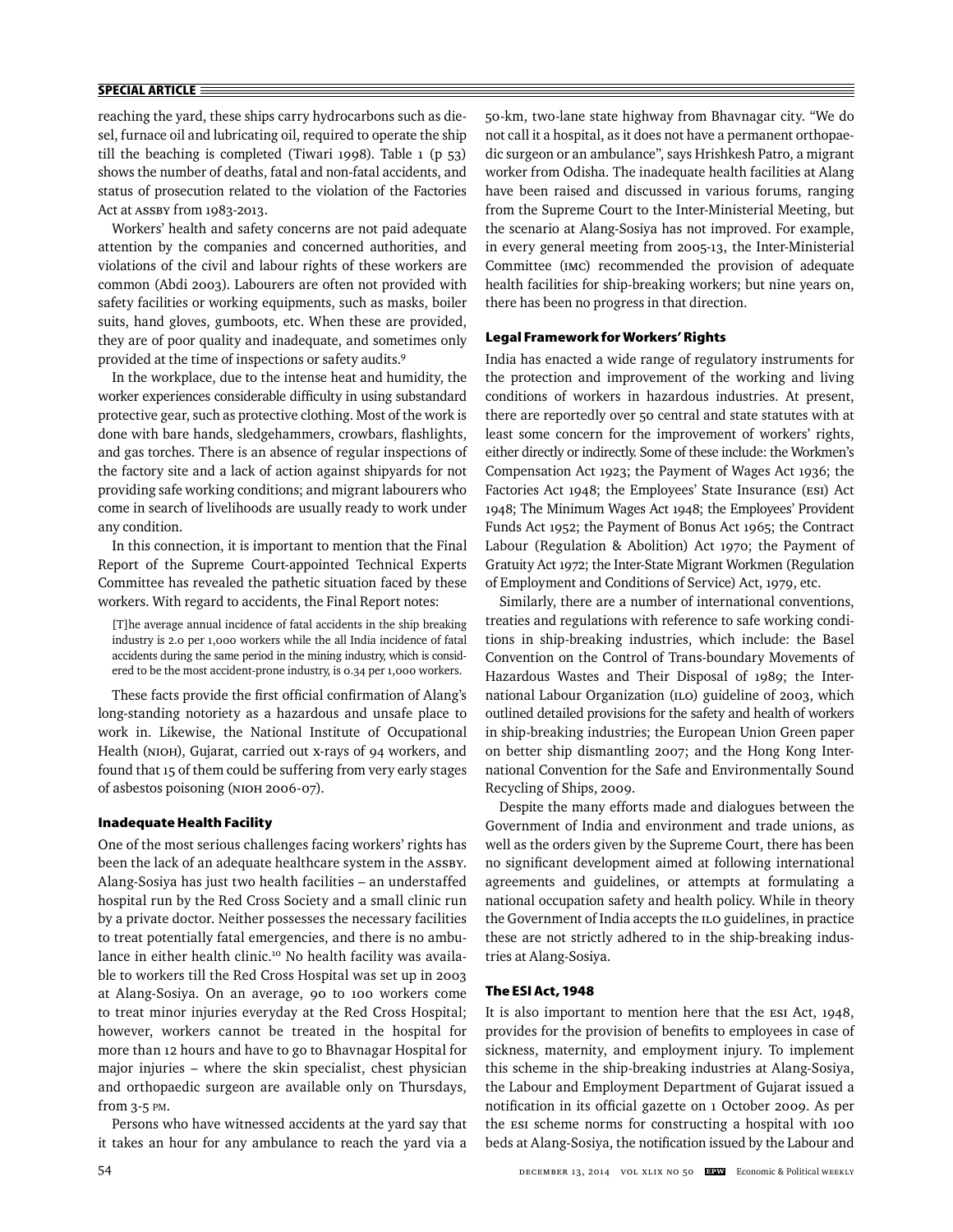reaching the yard, these ships carry hydrocarbons such as diesel, furnace oil and lubricating oil, required to operate the ship till the beaching is completed (Tiwari 1998). Table 1 (p 53) shows the number of deaths, fatal and non-fatal accidents, and status of prosecution related to the violation of the Factories Act at ASSBY from 1983-2013.

Workers' health and safety concerns are not paid adequate attention by the companies and concerned authorities, and violations of the civil and labour rights of these workers are common (Abdi 2003). Labourers are often not provided with safety facilities or working equipments, such as masks, boiler suits, hand gloves, gumboots, etc. When these are provided, they are of poor quality and inadequate, and sometimes only provided at the time of inspections or safety audits.[9]

In the workplace, due to the intense heat and humidity, the worker experiences considerable difficulty in using substandard protective gear, such as protective clothing. Most of the work is done with bare hands, sledgehammers, crowbars, flashlights, and gas torches. There is an absence of regular inspections of the factory site and a lack of action against shipyards for not providing safe working conditions; and migrant labourers who come in search of livelihoods are usually ready to work under any condition.

In this connection, it is important to mention that the Final Report of the Supreme Court-appointed Technical Experts Committee has revealed the pathetic situation faced by these workers. With regard to accidents, the Final Report notes:

> [T]he average annual incidence of fatal accidents in the ship breaking industry is 2.0 per 1,000 workers while the all India incidence of fatal accidents during the same period in the mining industry, which is considered to be the most accident-prone industry, is 0.34 per 1,000 workers.

These facts provide the first official confirmation of Alang's long-standing notoriety as a hazardous and unsafe place to work in. Likewise, the National Institute of Occupational Health (NIOH), Gujarat, carried out x-rays of 94 workers, and found that 15 of them could be suffering from very early stages of asbestos poisoning (NIOH 2006-07).

### Inadequate Health Facility

One of the most serious challenges facing workers' rights has been the lack of an adequate healthcare system in the ASSBY. Alang-Sosiya has just two health facilities – an understaffed hospital run by the Red Cross Society and a small clinic run by a private doctor. Neither possesses the necessary facilities to treat potentially fatal emergencies, and there is no ambulance in either health clinic.[10] No health facility was available to workers till the Red Cross Hospital was set up in 2003 at Alang-Sosiya. On an average, 90 to 100 workers come to treat minor injuries everyday at the Red Cross Hospital; however, workers cannot be treated in the hospital for more than 12 hours and have to go to Bhavnagar Hospital for major injuries – where the skin specialist, chest physician and orthopaedic surgeon are available only on Thursdays, from 3-5 PM.

Persons who have witnessed accidents at the yard say that it takes an hour for any ambulance to reach the yard via a 50-km, two-lane state highway from Bhavnagar city. "We do not call it a hospital, as it does not have a permanent orthopaedic surgeon or an ambulance", says Hrishkesh Patro, a migrant worker from Odisha. The inadequate health facilities at Alang have been raised and discussed in various forums, ranging from the Supreme Court to the Inter-Ministerial Meeting, but the scenario at Alang-Sosiya has not improved. For example, in every general meeting from 2005-13, the Inter-Ministerial Committee (IMC) recommended the provision of adequate health facilities for ship-breaking workers; but nine years on, there has been no progress in that direction.

### Legal Framework for Workers' Rights

India has enacted a wide range of regulatory instruments for the protection and improvement of the working and living conditions of workers in hazardous industries. At present, there are reportedly over 50 central and state statutes with at least some concern for the improvement of workers' rights, either directly or indirectly. Some of these include: the Workmen's Compensation Act 1923; the Payment of Wages Act 1936; the Factories Act 1948; the Employees' State Insurance (ESI) Act 1948; The Minimum Wages Act 1948; the Employees' Provident Funds Act 1952; the Payment of Bonus Act 1965; the Contract Labour (Regulation & Abolition) Act 1970; the Payment of Gratuity Act 1972; the Inter-State Migrant Workmen (Regulation of Employment and Conditions of Service) Act, 1979, etc.

Similarly, there are a number of international conventions, treaties and regulations with reference to safe working conditions in ship-breaking industries, which include: the Basel Convention on the Control of Trans-boundary Movements of Hazardous Wastes and Their Disposal of 1989; the International Labour Organization (ILO) guideline of 2003, which outlined detailed provisions for the safety and health of workers in ship-breaking industries; the European Union Green paper on better ship dismantling 2007; and the Hong Kong International Convention for the Safe and Environmentally Sound Recycling of Ships, 2009.

Despite the many efforts made and dialogues between the Government of India and environment and trade unions, as well as the orders given by the Supreme Court, there has been no significant development aimed at following international agreements and guidelines, or attempts at formulating a national occupation safety and health policy. While in theory the Government of India accepts the ILO guidelines, in practice these are not strictly adhered to in the ship-breaking industries at Alang-Sosiya.

### The ESI Act, 1948

It is also important to mention here that the ESI Act, 1948, provides for the provision of benefits to employees in case of sickness, maternity, and employment injury. To implement this scheme in the ship-breaking industries at Alang-Sosiya, the Labour and Employment Department of Gujarat issued a notification in its official gazette on 1 October 2009. As per the ESI scheme norms for constructing a hospital with 100 beds at Alang-Sosiya, the notification issued by the Labour and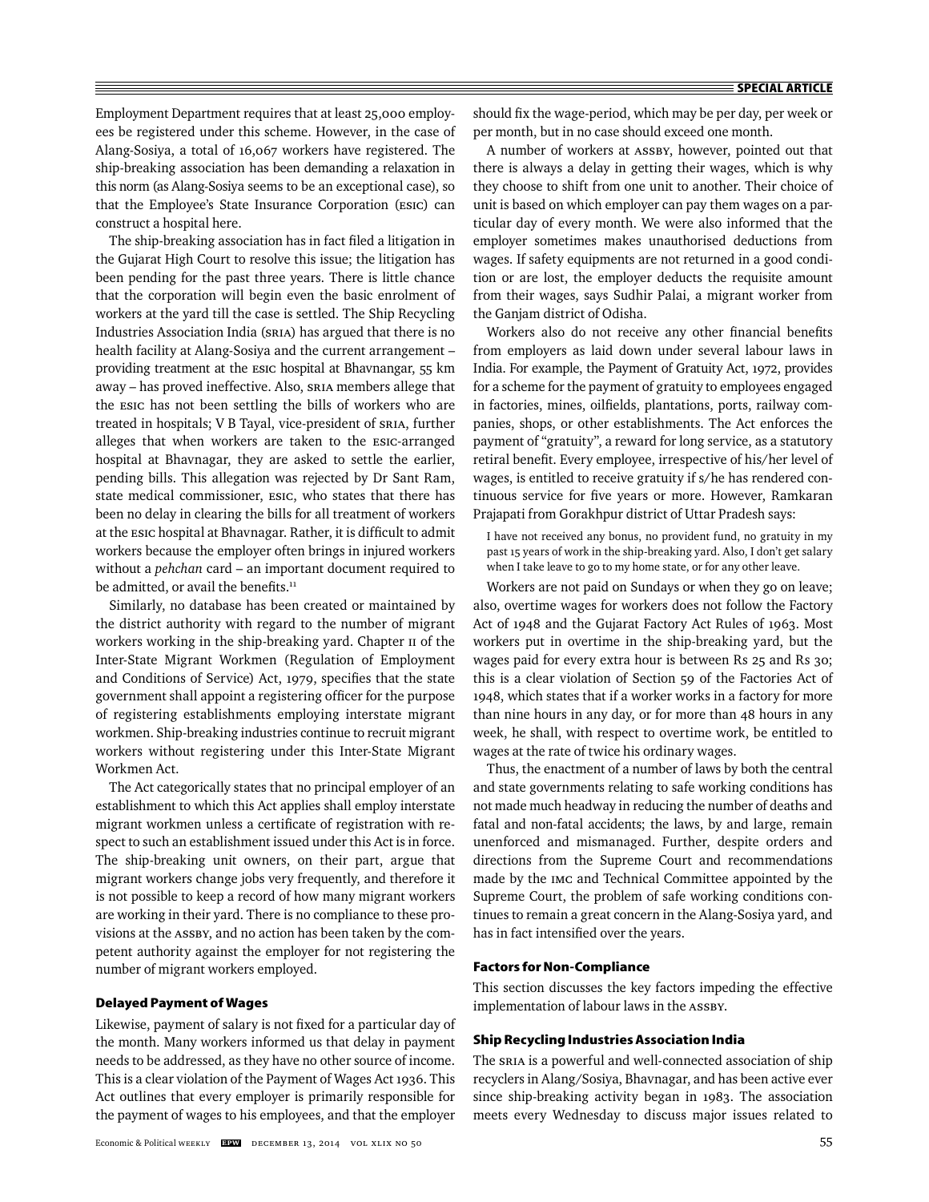Employment Department requires that at least 25,000 employees be registered under this scheme. However, in the case of Alang-Sosiya, a total of 16,067 workers have registered. The ship-breaking association has been demanding a relaxation in this norm (as Alang-Sosiya seems to be an exceptional case), so that the Employee's State Insurance Corporation (ESIC) can construct a hospital here.

The ship-breaking association has in fact filed a litigation in the Gujarat High Court to resolve this issue; the litigation has been pending for the past three years. There is little chance that the corporation will begin even the basic enrolment of workers at the yard till the case is settled. The Ship Recycling Industries Association India (SRIA) has argued that there is no health facility at Alang-Sosiya and the current arrangement – providing treatment at the ESIC hospital at Bhavnangar, 55 km away – has proved ineffective. Also, SRIA members allege that the ESIC has not been settling the bills of workers who are treated in hospitals; V B Tayal, vice-president of SRIA, further alleges that when workers are taken to the ESIC-arranged hospital at Bhavnagar, they are asked to settle the earlier, pending bills. This allegation was rejected by Dr Sant Ram, state medical commissioner, ESIC, who states that there has been no delay in clearing the bills for all treatment of workers at the ESIC hospital at Bhavnagar. Rather, it is difficult to admit workers because the employer often brings in injured workers without a *pehchan* card – an important document required to be admitted, or avail the benefits.[11]

Similarly, no database has been created or maintained by the district authority with regard to the number of migrant workers working in the ship-breaking yard. Chapter II of the Inter-State Migrant Workmen (Regulation of Employment and Conditions of Service) Act, 1979, specifies that the state government shall appoint a registering officer for the purpose of registering establishments employing interstate migrant workmen. Ship-breaking industries continue to recruit migrant workers without registering under this Inter-State Migrant Workmen Act.

The Act categorically states that no principal employer of an establishment to which this Act applies shall employ interstate migrant workmen unless a certificate of registration with respect to such an establishment issued under this Act is in force. The ship-breaking unit owners, on their part, argue that migrant workers change jobs very frequently, and therefore it is not possible to keep a record of how many migrant workers are working in their yard. There is no compliance to these provisions at the ASSBY, and no action has been taken by the competent authority against the employer for not registering the number of migrant workers employed.

### Delayed Payment of Wages

Likewise, payment of salary is not fixed for a particular day of the month. Many workers informed us that delay in payment needs to be addressed, as they have no other source of income. This is a clear violation of the Payment of Wages Act 1936. This Act outlines that every employer is primarily responsible for the payment of wages to his employees, and that the employer should fix the wage-period, which may be per day, per week or per month, but in no case should exceed one month.

A number of workers at ASSBY, however, pointed out that there is always a delay in getting their wages, which is why they choose to shift from one unit to another. Their choice of unit is based on which employer can pay them wages on a particular day of every month. We were also informed that the employer sometimes makes unauthorised deductions from wages. If safety equipments are not returned in a good condition or are lost, the employer deducts the requisite amount from their wages, says Sudhir Palai, a migrant worker from the Ganjam district of Odisha.

Workers also do not receive any other financial benefits from employers as laid down under several labour laws in India. For example, the Payment of Gratuity Act, 1972, provides for a scheme for the payment of gratuity to employees engaged in factories, mines, oilfields, plantations, ports, railway companies, shops, or other establishments. The Act enforces the payment of "gratuity", a reward for long service, as a statutory retiral benefit. Every employee, irrespective of his/her level of wages, is entitled to receive gratuity if s/he has rendered continuous service for five years or more. However, Ramkaran Prajapati from Gorakhpur district of Uttar Pradesh says:

> I have not received any bonus, no provident fund, no gratuity in my past 15 years of work in the ship-breaking yard. Also, I don't get salary when I take leave to go to my home state, or for any other leave.

Workers are not paid on Sundays or when they go on leave; also, overtime wages for workers does not follow the Factory Act of 1948 and the Gujarat Factory Act Rules of 1963. Most workers put in overtime in the ship-breaking yard, but the wages paid for every extra hour is between Rs 25 and Rs 30; this is a clear violation of Section 59 of the Factories Act of 1948, which states that if a worker works in a factory for more than nine hours in any day, or for more than 48 hours in any week, he shall, with respect to overtime work, be entitled to wages at the rate of twice his ordinary wages.

Thus, the enactment of a number of laws by both the central and state governments relating to safe working conditions has not made much headway in reducing the number of deaths and fatal and non-fatal accidents; the laws, by and large, remain unenforced and mismanaged. Further, despite orders and directions from the Supreme Court and recommendations made by the IMC and Technical Committee appointed by the Supreme Court, the problem of safe working conditions continues to remain a great concern in the Alang-Sosiya yard, and has in fact intensified over the years.

## Factors for Non-Compliance

This section discusses the key factors impeding the effective implementation of labour laws in the ASSBY.

### Ship Recycling Industries Association India

The SRIA is a powerful and well-connected association of ship recyclers in Alang/Sosiya, Bhavnagar, and has been active ever since ship-breaking activity began in 1983. The association meets every Wednesday to discuss major issues related to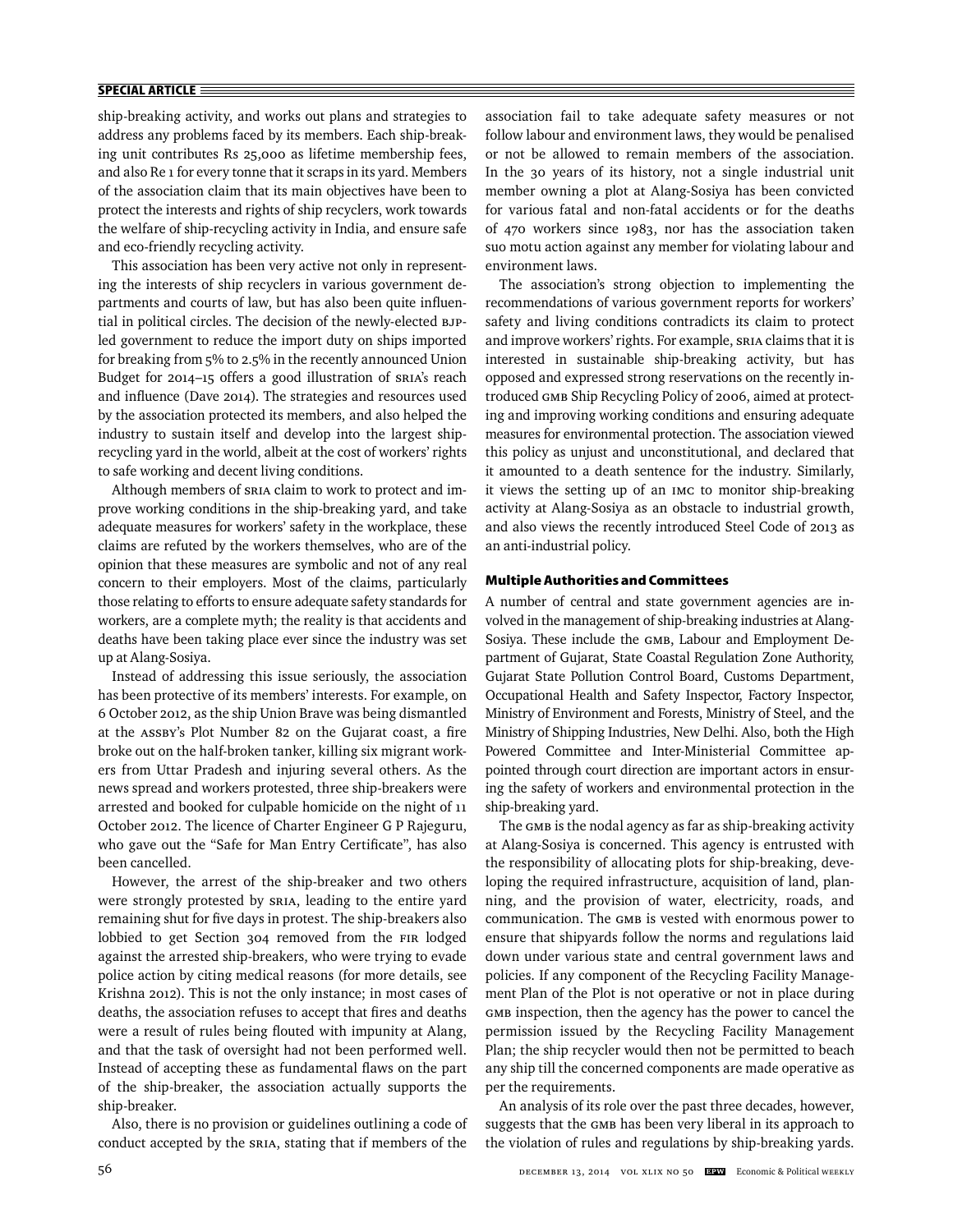ship-breaking activity, and works out plans and strategies to address any problems faced by its members. Each ship-breaking unit contributes Rs 25,000 as lifetime membership fees, and also Re 1 for every tonne that it scraps in its yard. Members of the association claim that its main objectives have been to protect the interests and rights of ship recyclers, work towards the welfare of ship-recycling activity in India, and ensure safe and eco-friendly recycling activity.

This association has been very active not only in representing the interests of ship recyclers in various government departments and courts of law, but has also been quite influential in political circles. The decision of the newly-elected BJP-led government to reduce the import duty on ships imported for breaking from 5% to 2.5% in the recently announced Union Budget for 2014–15 offers a good illustration of SRIA's reach and influence (Dave 2014). The strategies and resources used by the association protected its members, and also helped the industry to sustain itself and develop into the largest ship-recycling yard in the world, albeit at the cost of workers' rights to safe working and decent living conditions.

Although members of SRIA claim to work to protect and improve working conditions in the ship-breaking yard, and take adequate measures for workers' safety in the workplace, these claims are refuted by the workers themselves, who are of the opinion that these measures are symbolic and not of any real concern to their employers. Most of the claims, particularly those relating to efforts to ensure adequate safety standards for workers, are a complete myth; the reality is that accidents and deaths have been taking place ever since the industry was set up at Alang-Sosiya.

Instead of addressing this issue seriously, the association has been protective of its members' interests. For example, on 6 October 2012, as the ship Union Brave was being dismantled at the ASSBY's Plot Number 82 on the Gujarat coast, a fire broke out on the half-broken tanker, killing six migrant workers from Uttar Pradesh and injuring several others. As the news spread and workers protested, three ship-breakers were arrested and booked for culpable homicide on the night of 11 October 2012. The licence of Charter Engineer G P Rajeguru, who gave out the "Safe for Man Entry Certificate", has also been cancelled.

However, the arrest of the ship-breaker and two others were strongly protested by SRIA, leading to the entire yard remaining shut for five days in protest. The ship-breakers also lobbied to get Section 304 removed from the FIR lodged against the arrested ship-breakers, who were trying to evade police action by citing medical reasons (for more details, see Krishna 2012). This is not the only instance; in most cases of deaths, the association refuses to accept that fires and deaths were a result of rules being flouted with impunity at Alang, and that the task of oversight had not been performed well. Instead of accepting these as fundamental flaws on the part of the ship-breaker, the association actually supports the ship-breaker.

Also, there is no provision or guidelines outlining a code of conduct accepted by the SRIA, stating that if members of the association fail to take adequate safety measures or not follow labour and environment laws, they would be penalised or not be allowed to remain members of the association. In the 30 years of its history, not a single industrial unit member owning a plot at Alang-Sosiya has been convicted for various fatal and non-fatal accidents or for the deaths of 470 workers since 1983, nor has the association taken suo motu action against any member for violating labour and environment laws.

The association's strong objection to implementing the recommendations of various government reports for workers' safety and living conditions contradicts its claim to protect and improve workers' rights. For example, SRIA claims that it is interested in sustainable ship-breaking activity, but has opposed and expressed strong reservations on the recently introduced GMB Ship Recycling Policy of 2006, aimed at protecting and improving working conditions and ensuring adequate measures for environmental protection. The association viewed this policy as unjust and unconstitutional, and declared that it amounted to a death sentence for the industry. Similarly, it views the setting up of an IMC to monitor ship-breaking activity at Alang-Sosiya as an obstacle to industrial growth, and also views the recently introduced Steel Code of 2013 as an anti-industrial policy.

### Multiple Authorities and Committees

A number of central and state government agencies are involved in the management of ship-breaking industries at Alang-Sosiya. These include the GMB, Labour and Employment Department of Gujarat, State Coastal Regulation Zone Authority, Gujarat State Pollution Control Board, Customs Department, Occupational Health and Safety Inspector, Factory Inspector, Ministry of Environment and Forests, Ministry of Steel, and the Ministry of Shipping Industries, New Delhi. Also, both the High Powered Committee and Inter-Ministerial Committee appointed through court direction are important actors in ensuring the safety of workers and environmental protection in the ship-breaking yard.

The GMB is the nodal agency as far as ship-breaking activity at Alang-Sosiya is concerned. This agency is entrusted with the responsibility of allocating plots for ship-breaking, developing the required infrastructure, acquisition of land, planning, and the provision of water, electricity, roads, and communication. The GMB is vested with enormous power to ensure that shipyards follow the norms and regulations laid down under various state and central government laws and policies. If any component of the Recycling Facility Management Plan of the Plot is not operative or not in place during GMB inspection, then the agency has the power to cancel the permission issued by the Recycling Facility Management Plan; the ship recycler would then not be permitted to beach any ship till the concerned components are made operative as per the requirements.

An analysis of its role over the past three decades, however, suggests that the GMB has been very liberal in its approach to the violation of rules and regulations by ship-breaking yards.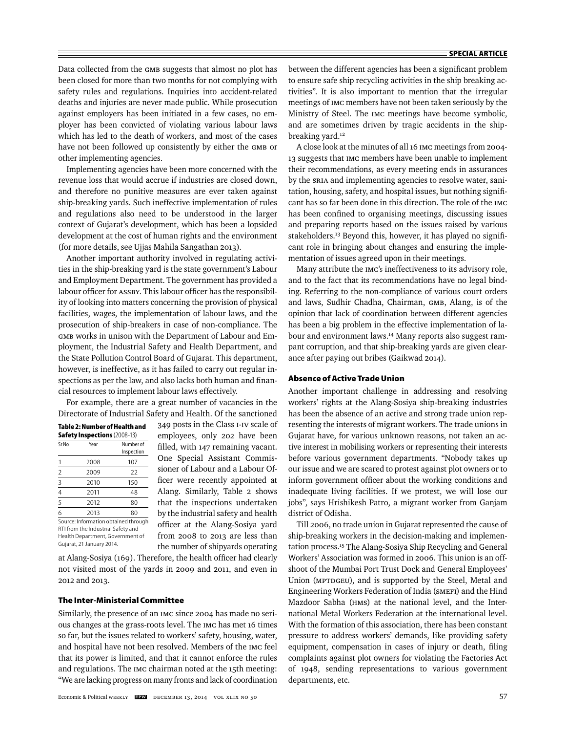Data collected from the GMB suggests that almost no plot has been closed for more than two months for not complying with safety rules and regulations. Inquiries into accident-related deaths and injuries are never made public. While prosecution against employers has been initiated in a few cases, no employer has been convicted of violating various labour laws which has led to the death of workers, and most of the cases have not been followed up consistently by either the GMB or other implementing agencies.

Implementing agencies have been more concerned with the revenue loss that would accrue if industries are closed down, and therefore no punitive measures are ever taken against ship-breaking yards. Such ineffective implementation of rules and regulations also need to be understood in the larger context of Gujarat's development, which has been a lopsided development at the cost of human rights and the environment (for more details, see Ujjas Mahila Sangathan 2013).

Another important authority involved in regulating activities in the ship-breaking yard is the state government's Labour and Employment Department. The government has provided a labour officer for ASSBY. This labour officer has the responsibility of looking into matters concerning the provision of physical facilities, wages, the implementation of labour laws, and the prosecution of ship-breakers in case of non-compliance. The GMB works in unison with the Department of Labour and Employment, the Industrial Safety and Health Department, and the State Pollution Control Board of Gujarat. This department, however, is ineffective, as it has failed to carry out regular inspections as per the law, and also lacks both human and financial resources to implement labour laws effectively.

For example, there are a great number of vacancies in the Directorate of Industrial Safety and Health. Of the sanctioned 349 posts in the Class I-IV scale of employees, only 202 have been filled, with 147 remaining vacant. One Special Assistant Commissioner of Labour and a Labour Officer were recently appointed at Alang. Similarly, Table 2 shows that the inspections undertaken by the industrial safety and health officer at the Alang-Sosiya yard from 2008 to 2013 are less than the number of shipyards operating at Alang-Sosiya (169). Therefore, the health officer had clearly not visited most of the yards in 2009 and 2011, and even in 2012 and 2013.

**Table 2: Number of Health and Safety Inspections** (2008-13)

| Sr No | Year | Number of Inspection |
|---|---|---|
| 1 | 2008 | 107 |
| 2 | 2009 | 22 |
| 3 | 2010 | 150 |
| 4 | 2011 | 48 |
| 5 | 2012 | 80 |
| 6 | 2013 | 80 |

Source: Information obtained through RTI from the Industrial Safety and Health Department, Government of Gujarat, 21 January 2014.

### The Inter-Ministerial Committee

Similarly, the presence of an IMC since 2004 has made no serious changes at the grass-roots level. The IMC has met 16 times so far, but the issues related to workers' safety, housing, water, and hospital have not been resolved. Members of the IMC feel that its power is limited, and that it cannot enforce the rules and regulations. The IMC chairman noted at the 15th meeting: "We are lacking progress on many fronts and lack of coordination between the different agencies has been a significant problem to ensure safe ship recycling activities in the ship breaking activities". It is also important to mention that the irregular meetings of IMC members have not been taken seriously by the Ministry of Steel. The IMC meetings have become symbolic, and are sometimes driven by tragic accidents in the ship-breaking yard.[12]

A close look at the minutes of all 16 IMC meetings from 2004-13 suggests that IMC members have been unable to implement their recommendations, as every meeting ends in assurances by the SRIA and implementing agencies to resolve water, sanitation, housing, safety, and hospital issues, but nothing significant has so far been done in this direction. The role of the IMC has been confined to organising meetings, discussing issues and preparing reports based on the issues raised by various stakeholders.[13] Beyond this, however, it has played no significant role in bringing about changes and ensuring the implementation of issues agreed upon in their meetings.

Many attribute the IMC's ineffectiveness to its advisory role, and to the fact that its recommendations have no legal binding. Referring to the non-compliance of various court orders and laws, Sudhir Chadha, Chairman, GMB, Alang, is of the opinion that lack of coordination between different agencies has been a big problem in the effective implementation of labour and environment laws.[14] Many reports also suggest rampant corruption, and that ship-breaking yards are given clearance after paying out bribes (Gaikwad 2014).

### Absence of Active Trade Union

Another important challenge in addressing and resolving workers' rights at the Alang-Sosiya ship-breaking industries has been the absence of an active and strong trade union representing the interests of migrant workers. The trade unions in Gujarat have, for various unknown reasons, not taken an active interest in mobilising workers or representing their interests before various government departments. "Nobody takes up our issue and we are scared to protest against plot owners or to inform government officer about the working conditions and inadequate living facilities. If we protest, we will lose our jobs", says Hrishikesh Patro, a migrant worker from Ganjam district of Odisha.

Till 2006, no trade union in Gujarat represented the cause of ship-breaking workers in the decision-making and implementation process.[15] The Alang-Sosiya Ship Recycling and General Workers' Association was formed in 2006. This union is an offshoot of the Mumbai Port Trust Dock and General Employees' Union (MPTDGEU), and is supported by the Steel, Metal and Engineering Workers Federation of India (SMEFI) and the Hind Mazdoor Sabha (HMS) at the national level, and the International Metal Workers Federation at the international level. With the formation of this association, there has been constant pressure to address workers' demands, like providing safety equipment, compensation in cases of injury or death, filing complaints against plot owners for violating the Factories Act of 1948, sending representations to various government departments, etc.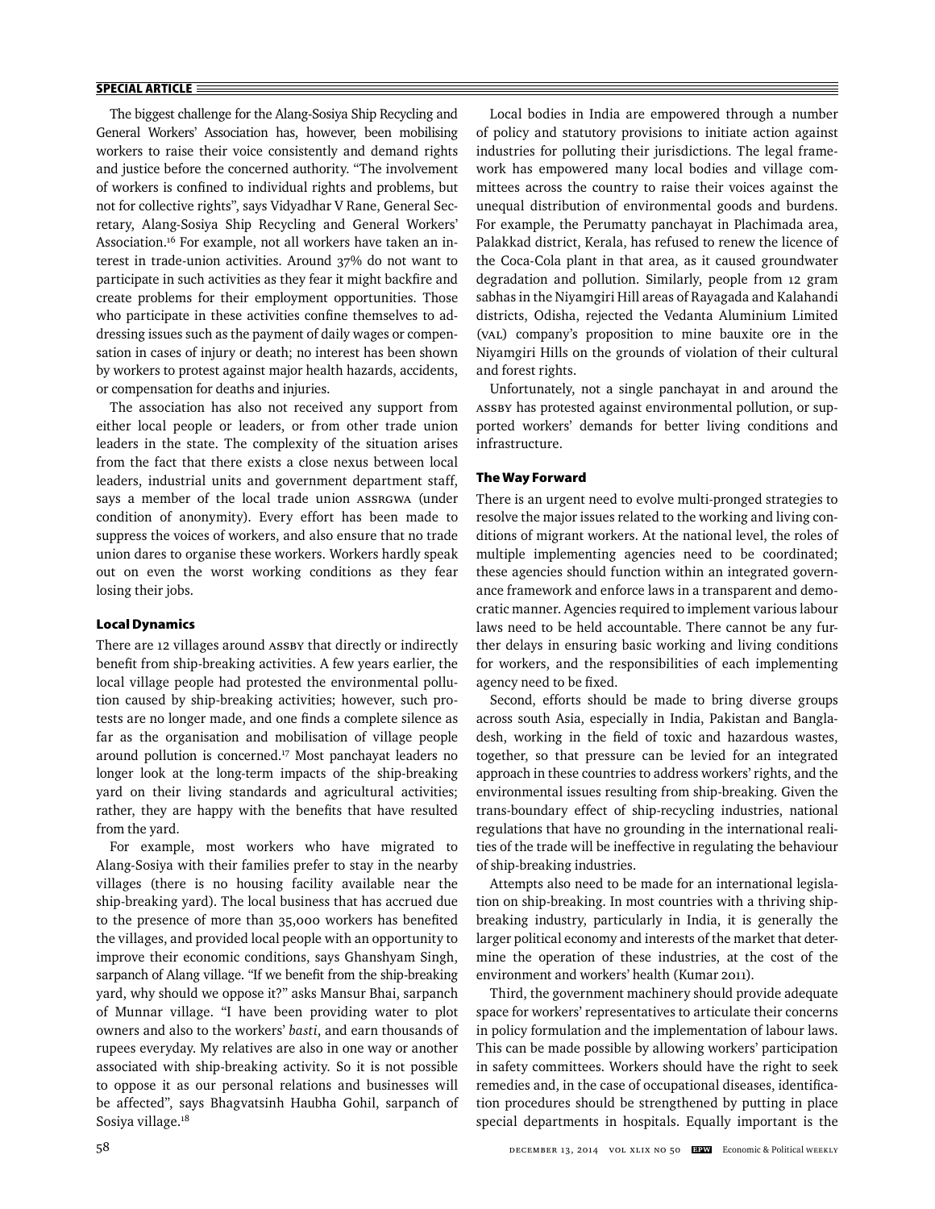The biggest challenge for the Alang-Sosiya Ship Recycling and General Workers' Association has, however, been mobilising workers to raise their voice consistently and demand rights and justice before the concerned authority. "The involvement of workers is confined to individual rights and problems, but not for collective rights", says Vidyadhar V Rane, General Secretary, Alang-Sosiya Ship Recycling and General Workers' Association.[16] For example, not all workers have taken an interest in trade-union activities. Around 37% do not want to participate in such activities as they fear it might backfire and create problems for their employment opportunities. Those who participate in these activities confine themselves to addressing issues such as the payment of daily wages or compensation in cases of injury or death; no interest has been shown by workers to protest against major health hazards, accidents, or compensation for deaths and injuries.

The association has also not received any support from either local people or leaders, or from other trade union leaders in the state. The complexity of the situation arises from the fact that there exists a close nexus between local leaders, industrial units and government department staff, says a member of the local trade union ASSRGWA (under condition of anonymity). Every effort has been made to suppress the voices of workers, and also ensure that no trade union dares to organise these workers. Workers hardly speak out on even the worst working conditions as they fear losing their jobs.

### Local Dynamics

There are 12 villages around ASSBY that directly or indirectly benefit from ship-breaking activities. A few years earlier, the local village people had protested the environmental pollution caused by ship-breaking activities; however, such protests are no longer made, and one finds a complete silence as far as the organisation and mobilisation of village people around pollution is concerned.[17] Most panchayat leaders no longer look at the long-term impacts of the ship-breaking yard on their living standards and agricultural activities; rather, they are happy with the benefits that have resulted from the yard.

For example, most workers who have migrated to Alang-Sosiya with their families prefer to stay in the nearby villages (there is no housing facility available near the ship-breaking yard). The local business that has accrued due to the presence of more than 35,000 workers has benefited the villages, and provided local people with an opportunity to improve their economic conditions, says Ghanshyam Singh, sarpanch of Alang village. "If we benefit from the ship-breaking yard, why should we oppose it?" asks Mansur Bhai, sarpanch of Munnar village. "I have been providing water to plot owners and also to the workers' *basti*, and earn thousands of rupees everyday. My relatives are also in one way or another associated with ship-breaking activity. So it is not possible to oppose it as our personal relations and businesses will be affected", says Bhagvatsinh Haubha Gohil, sarpanch of Sosiya village.[18]

Local bodies in India are empowered through a number of policy and statutory provisions to initiate action against industries for polluting their jurisdictions. The legal framework has empowered many local bodies and village committees across the country to raise their voices against the unequal distribution of environmental goods and burdens. For example, the Perumatty panchayat in Plachimada area, Palakkad district, Kerala, has refused to renew the licence of the Coca-Cola plant in that area, as it caused groundwater degradation and pollution. Similarly, people from 12 gram sabhas in the Niyamgiri Hill areas of Rayagada and Kalahandi districts, Odisha, rejected the Vedanta Aluminium Limited (VAL) company's proposition to mine bauxite ore in the Niyamgiri Hills on the grounds of violation of their cultural and forest rights.

Unfortunately, not a single panchayat in and around the ASSBY has protested against environmental pollution, or supported workers' demands for better living conditions and infrastructure.

### The Way Forward

There is an urgent need to evolve multi-pronged strategies to resolve the major issues related to the working and living conditions of migrant workers. At the national level, the roles of multiple implementing agencies need to be coordinated; these agencies should function within an integrated governance framework and enforce laws in a transparent and democratic manner. Agencies required to implement various labour laws need to be held accountable. There cannot be any further delays in ensuring basic working and living conditions for workers, and the responsibilities of each implementing agency need to be fixed.

Second, efforts should be made to bring diverse groups across south Asia, especially in India, Pakistan and Bangladesh, working in the field of toxic and hazardous wastes, together, so that pressure can be levied for an integrated approach in these countries to address workers' rights, and the environmental issues resulting from ship-breaking. Given the trans-boundary effect of ship-recycling industries, national regulations that have no grounding in the international realities of the trade will be ineffective in regulating the behaviour of ship-breaking industries.

Attempts also need to be made for an international legislation on ship-breaking. In most countries with a thriving ship-breaking industry, particularly in India, it is generally the larger political economy and interests of the market that determine the operation of these industries, at the cost of the environment and workers' health (Kumar 2011).

Third, the government machinery should provide adequate space for workers' representatives to articulate their concerns in policy formulation and the implementation of labour laws. This can be made possible by allowing workers' participation in safety committees. Workers should have the right to seek remedies and, in the case of occupational diseases, identification procedures should be strengthened by putting in place special departments in hospitals. Equally important is the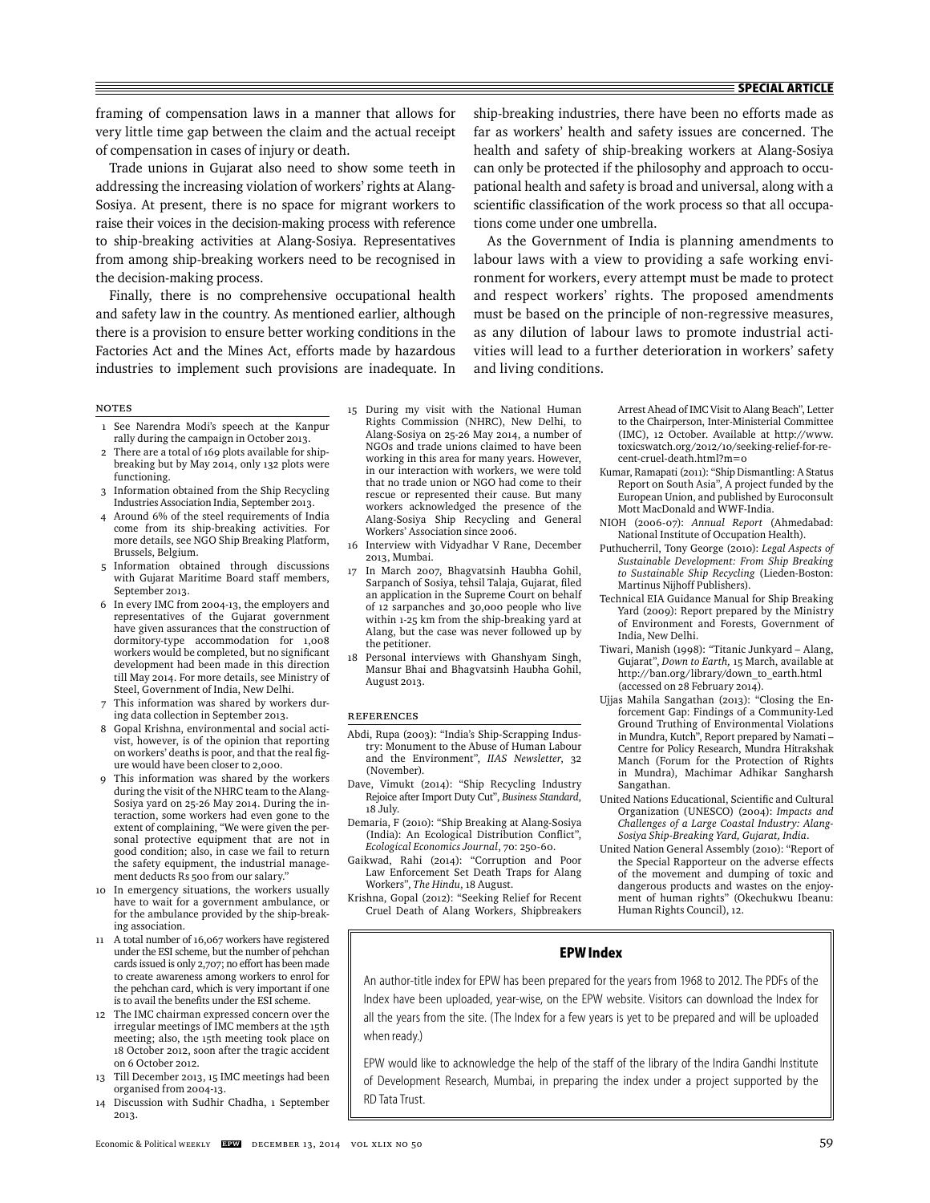framing of compensation laws in a manner that allows for very little time gap between the claim and the actual receipt of compensation in cases of injury or death.

Trade unions in Gujarat also need to show some teeth in addressing the increasing violation of workers' rights at Alang-Sosiya. At present, there is no space for migrant workers to raise their voices in the decision-making process with reference to ship-breaking activities at Alang-Sosiya. Representatives from among ship-breaking workers need to be recognised in the decision-making process.

Finally, there is no comprehensive occupational health and safety law in the country. As mentioned earlier, although there is a provision to ensure better working conditions in the Factories Act and the Mines Act, efforts made by hazardous industries to implement such provisions are inadequate. In ship-breaking industries, there have been no efforts made as far as workers' health and safety issues are concerned. The health and safety of ship-breaking workers at Alang-Sosiya can only be protected if the philosophy and approach to occupational health and safety is broad and universal, along with a scientific classification of the work process so that all occupations come under one umbrella.

As the Government of India is planning amendments to labour laws with a view to providing a safe working environment for workers, every attempt must be made to protect and respect workers' rights. The proposed amendments must be based on the principle of non-regressive measures, as any dilution of labour laws to promote industrial activities will lead to a further deterioration in workers' safety and living conditions.

## Notes

1 See Narendra Modi's speech at the Kanpur rally during the campaign in October 2013.

2 There are a total of 169 plots available for ship-breaking but by May 2014, only 132 plots were functioning.

3 Information obtained from the Ship Recycling Industries Association India, September 2013.

4 Around 6% of the steel requirements of India come from its ship-breaking activities. For more details, see NGO Ship Breaking Platform, Brussels, Belgium.

5 Information obtained through discussions with Gujarat Maritime Board staff members, September 2013.

6 In every IMC from 2004-13, the employers and representatives of the Gujarat government have given assurances that the construction of dormitory-type accommodation for 1,008 workers would be completed, but no significant development had been made in this direction till May 2014. For more details, see Ministry of Steel, Government of India, New Delhi.

7 This information was shared by workers during data collection in September 2013.

8 Gopal Krishna, environmental and social activist, however, is of the opinion that reporting on workers' deaths is poor, and that the real figure would have been closer to 2,000.

9 This information was shared by the workers during the visit of the NHRC team to the Alang-Sosiya yard on 25-26 May 2014. During the interaction, some workers had even gone to the extent of complaining, "We were given the personal protective equipment that are not in good condition; also, in case we fail to return the safety equipment, the industrial management deducts Rs 500 from our salary."

10 In emergency situations, the workers usually have to wait for a government ambulance, or for the ambulance provided by the ship-breaking association.

11 A total number of 16,067 workers have registered under the ESI scheme, but the number of pehchan cards issued is only 2,707; no effort has been made to create awareness among workers to enrol for the pehchan card, which is very important if one is to avail the benefits under the ESI scheme.

12 The IMC chairman expressed concern over the irregular meetings of IMC members at the 15th meeting; also, the 15th meeting took place on 18 October 2012, soon after the tragic accident on 6 October 2012.

13 Till December 2013, 15 IMC meetings had been organised from 2004-13.

14 Discussion with Sudhir Chadha, 1 September 2013.

15 During my visit with the National Human Rights Commission (NHRC), New Delhi, to Alang-Sosiya on 25-26 May 2014, a number of NGOs and trade unions claimed to have been working in this area for many years. However, in our interaction with workers, we were told that no trade union or NGO had come to their rescue or represented their cause. But many workers acknowledged the presence of the Alang-Sosiya Ship Recycling and General Workers' Association since 2006.

16 Interview with Vidyadhar V Rane, December 2013, Mumbai.

17 In March 2007, Bhagvatsinh Haubha Gohil, Sarpanch of Sosiya, tehsil Talaja, Gujarat, filed an application in the Supreme Court on behalf of 12 sarpanches and 30,000 people who live within 1-25 km from the ship-breaking yard at Alang, but the case was never followed up by the petitioner.

18 Personal interviews with Ghanshyam Singh, Mansur Bhai and Bhagvatsinh Haubha Gohil, August 2013.

## References

Abdi, Rupa (2003): "India's Ship-Scrapping Industry: Monument to the Abuse of Human Labour and the Environment", *IIAS Newsletter*, 32 (November).

Dave, Vimukt (2014): "Ship Recycling Industry Rejoice after Import Duty Cut", *Business Standard*, 18 July.

Demaria, F (2010): "Ship Breaking at Alang-Sosiya (India): An Ecological Distribution Conflict", *Ecological Economics Journal*, 70: 250-60.

Gaikwad, Rahi (2014): "Corruption and Poor Law Enforcement Set Death Traps for Alang Workers", *The Hindu*, 18 August.

Krishna, Gopal (2012): "Seeking Relief for Recent Cruel Death of Alang Workers, Shipbreakers Arrest Ahead of IMC Visit to Alang Beach", Letter to the Chairperson, Inter-Ministerial Committee (IMC), 12 October. Available at http://www.toxicswatch.org/2012/10/seeking-relief-for-recent-cruel-death.html?m=0

Kumar, Ramapati (2011): "Ship Dismantling: A Status Report on South Asia", A project funded by the European Union, and published by Euroconsult Mott MacDonald and WWF-India.

NIOH (2006-07): *Annual Report* (Ahmedabad: National Institute of Occupation Health).

Puthucherril, Tony George (2010): *Legal Aspects of Sustainable Development: From Ship Breaking to Sustainable Ship Recycling* (Lieden-Boston: Martinus Nijhoff Publishers).

Technical EIA Guidance Manual for Ship Breaking Yard (2009): Report prepared by the Ministry of Environment and Forests, Government of India, New Delhi.

Tiwari, Manish (1998): "Titanic Junkyard – Alang, Gujarat", *Down to Earth*, 15 March, available at http://ban.org/library/down_to_earth.html (accessed on 28 February 2014).

Ujjas Mahila Sangathan (2013): "Closing the Enforcement Gap: Findings of a Community-Led Ground Truthing of Environmental Violations in Mundra, Kutch", Report prepared by Namati – Centre for Policy Research, Mundra Hitrakshak Manch (Forum for the Protection of Rights in Mundra), Machimar Adhikar Sangharsh Sangathan.

United Nations Educational, Scientific and Cultural Organization (UNESCO) (2004): *Impacts and Challenges of a Large Coastal Industry: Alang-Sosiya Ship-Breaking Yard, Gujarat, India*.

United Nation General Assembly (2010): "Report of the Special Rapporteur on the adverse effects of the movement and dumping of toxic and dangerous products and wastes on the enjoyment of human rights" (Okechukwu Ibeanu: Human Rights Council), 12.

## EPW Index

An author-title index for EPW has been prepared for the years from 1968 to 2012. The PDFs of the Index have been uploaded, year-wise, on the EPW website. Visitors can download the Index for all the years from the site. (The Index for a few years is yet to be prepared and will be uploaded when ready.)

EPW would like to acknowledge the help of the staff of the library of the Indira Gandhi Institute of Development Research, Mumbai, in preparing the index under a project supported by the RD Tata Trust.